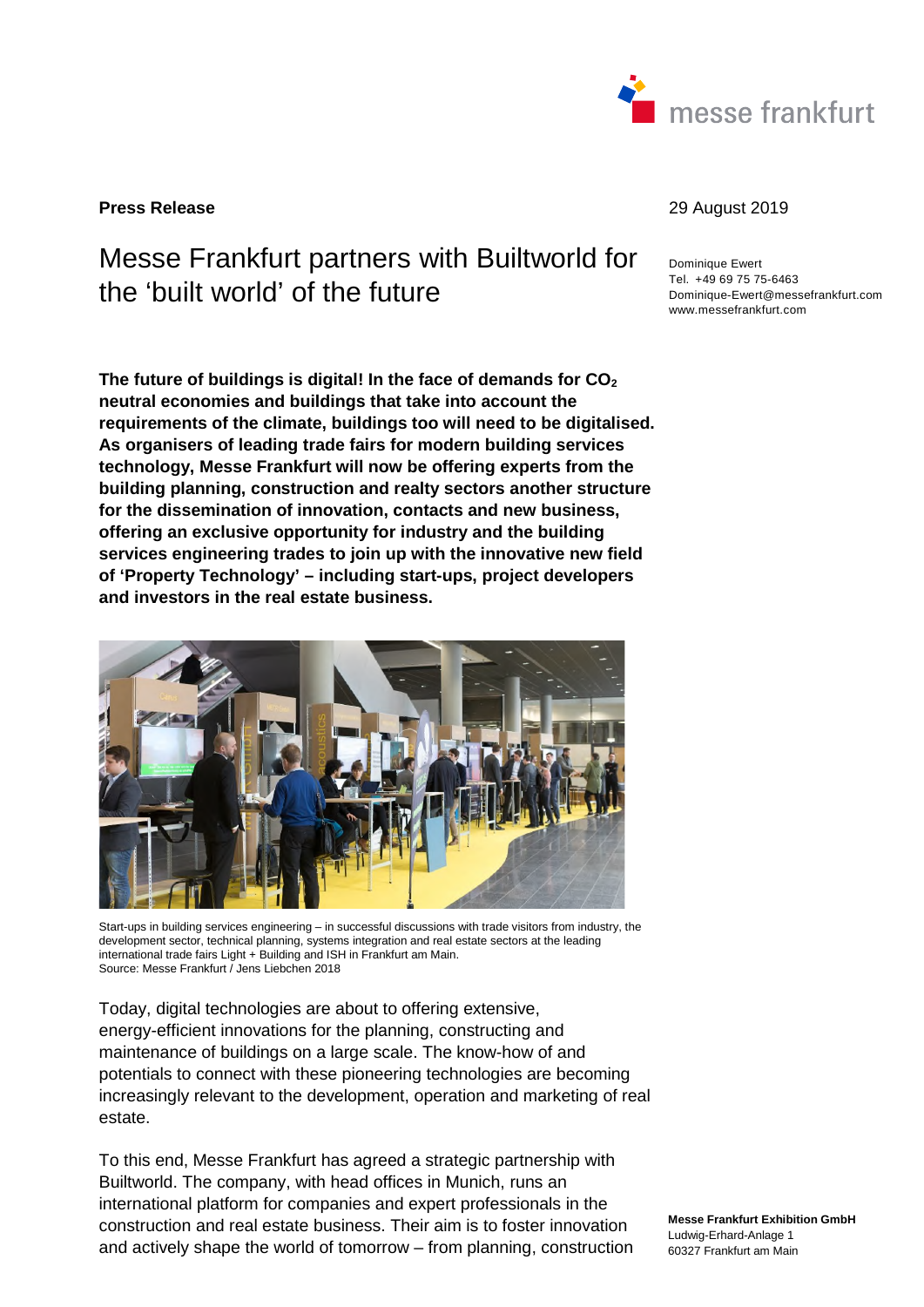**Press Release**

29 August 2019

# Messe Frankfurt partners with Builtworld for the ‘built world’ of the future

Dominique Ewert
Tel. +49 69 75 75-6463
Dominique-Ewert@messefrankfurt.com
www.messefrankfurt.com

**The future of buildings is digital! In the face of demands for $CO_2$ neutral economies and buildings that take into account the requirements of the climate, buildings too will need to be digitalised. As organisers of leading trade fairs for modern building services technology, Messe Frankfurt will now be offering experts from the building planning, construction and realty sectors another structure for the dissemination of innovation, contacts and new business, offering an exclusive opportunity for industry and the building services engineering trades to join up with the innovative new field of ‘Property Technology’ – including start-ups, project developers and investors in the real estate business.**

Start-ups in building services engineering – in successful discussions with trade visitors from industry, the development sector, technical planning, systems integration and real estate sectors at the leading international trade fairs Light + Building and ISH in Frankfurt am Main.
Source: Messe Frankfurt / Jens Liebchen 2018

Today, digital technologies are about to offering extensive, energy-efficient innovations for the planning, constructing and maintenance of buildings on a large scale. The know-how of and potentials to connect with these pioneering technologies are becoming increasingly relevant to the development, operation and marketing of real estate.

To this end, Messe Frankfurt has agreed a strategic partnership with Builtworld. The company, with head offices in Munich, runs an international platform for companies and expert professionals in the construction and real estate business. Their aim is to foster innovation and actively shape the world of tomorrow – from planning, construction

**Messe Frankfurt Exhibition GmbH**
Ludwig-Erhard-Anlage 1
60327 Frankfurt am Main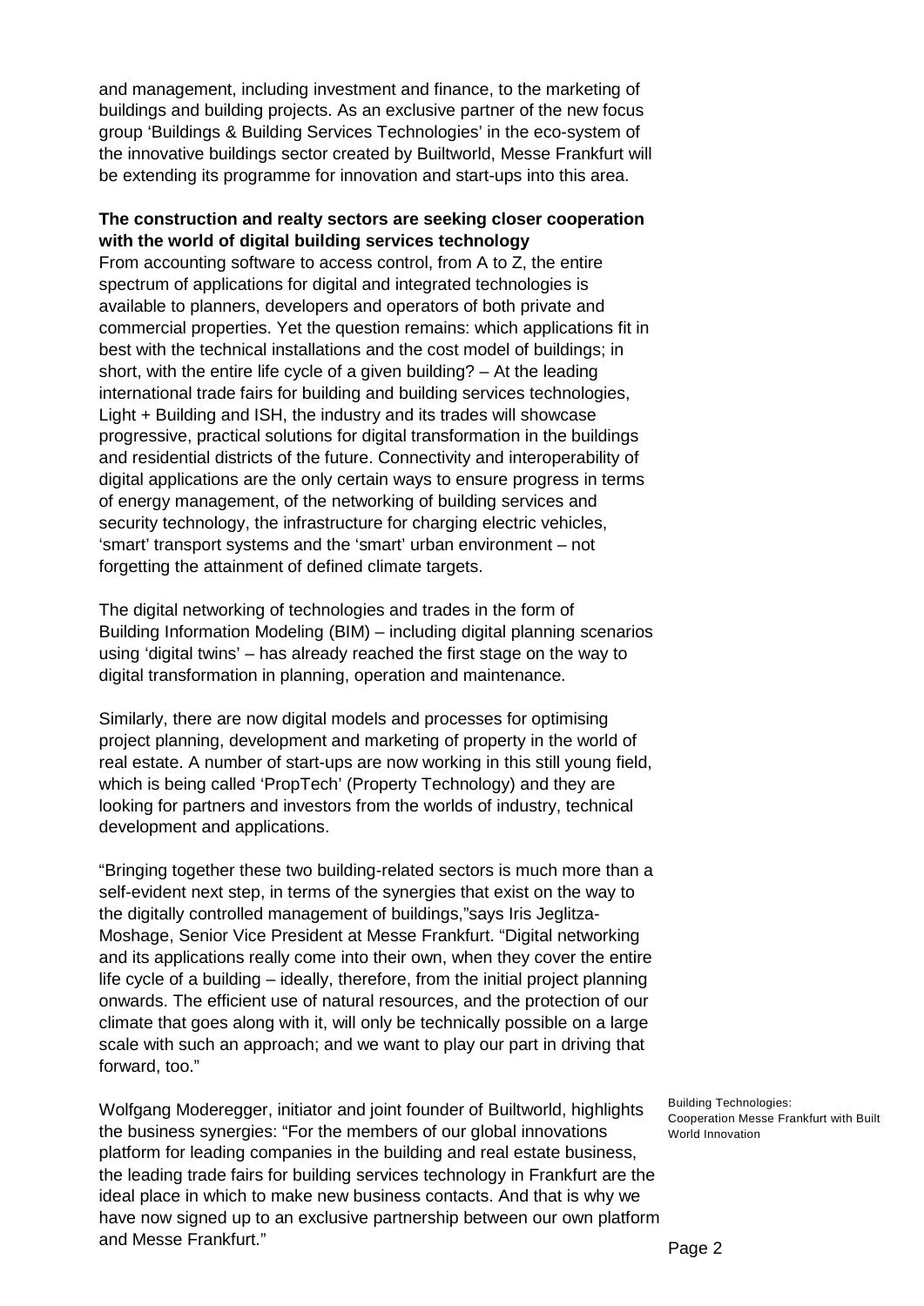and management, including investment and finance, to the marketing of buildings and building projects. As an exclusive partner of the new focus group 'Buildings & Building Services Technologies' in the eco-system of the innovative buildings sector created by Builtworld, Messe Frankfurt will be extending its programme for innovation and start-ups into this area.

**The construction and realty sectors are seeking closer cooperation with the world of digital building services technology**

From accounting software to access control, from A to Z, the entire spectrum of applications for digital and integrated technologies is available to planners, developers and operators of both private and commercial properties. Yet the question remains: which applications fit in best with the technical installations and the cost model of buildings; in short, with the entire life cycle of a given building? – At the leading international trade fairs for building and building services technologies, Light + Building and ISH, the industry and its trades will showcase progressive, practical solutions for digital transformation in the buildings and residential districts of the future. Connectivity and interoperability of digital applications are the only certain ways to ensure progress in terms of energy management, of the networking of building services and security technology, the infrastructure for charging electric vehicles, 'smart' transport systems and the 'smart' urban environment – not forgetting the attainment of defined climate targets.

The digital networking of technologies and trades in the form of Building Information Modeling (BIM) – including digital planning scenarios using 'digital twins' – has already reached the first stage on the way to digital transformation in planning, operation and maintenance.

Similarly, there are now digital models and processes for optimising project planning, development and marketing of property in the world of real estate. A number of start-ups are now working in this still young field, which is being called 'PropTech' (Property Technology) and they are looking for partners and investors from the worlds of industry, technical development and applications.

"Bringing together these two building-related sectors is much more than a self-evident next step, in terms of the synergies that exist on the way to the digitally controlled management of buildings,"says Iris Jeglitza-Moshage, Senior Vice President at Messe Frankfurt. "Digital networking and its applications really come into their own, when they cover the entire life cycle of a building – ideally, therefore, from the initial project planning onwards. The efficient use of natural resources, and the protection of our climate that goes along with it, will only be technically possible on a large scale with such an approach; and we want to play our part in driving that forward, too."

Wolfgang Moderegger, initiator and joint founder of Builtworld, highlights the business synergies: "For the members of our global innovations platform for leading companies in the building and real estate business, the leading trade fairs for building services technology in Frankfurt are the ideal place in which to make new business contacts. And that is why we have now signed up to an exclusive partnership between our own platform and Messe Frankfurt."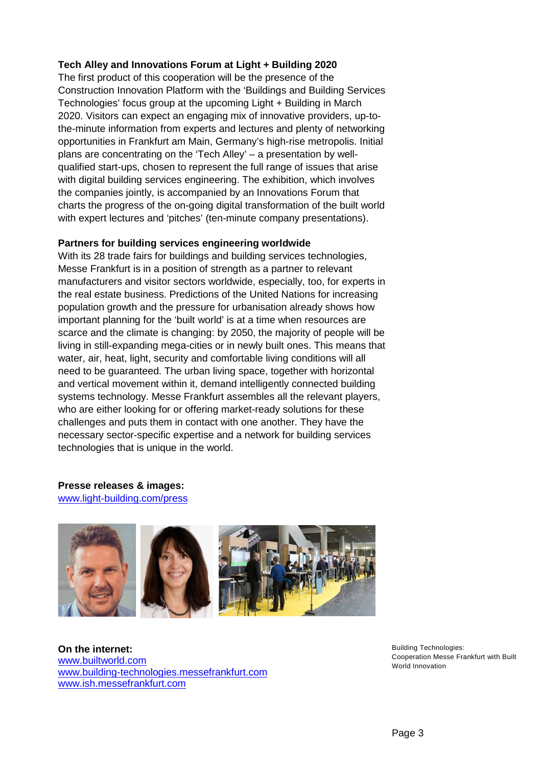**Tech Alley and Innovations Forum at Light + Building 2020**

The first product of this cooperation will be the presence of the Construction Innovation Platform with the 'Buildings and Building Services Technologies' focus group at the upcoming Light + Building in March 2020. Visitors can expect an engaging mix of innovative providers, up-to-the-minute information from experts and lectures and plenty of networking opportunities in Frankfurt am Main, Germany's high-rise metropolis. Initial plans are concentrating on the 'Tech Alley' – a presentation by well-qualified start-ups, chosen to represent the full range of issues that arise with digital building services engineering. The exhibition, which involves the companies jointly, is accompanied by an Innovations Forum that charts the progress of the on-going digital transformation of the built world with expert lectures and 'pitches' (ten-minute company presentations).

**Partners for building services engineering worldwide**

With its 28 trade fairs for buildings and building services technologies, Messe Frankfurt is in a position of strength as a partner to relevant manufacturers and visitor sectors worldwide, especially, too, for experts in the real estate business. Predictions of the United Nations for increasing population growth and the pressure for urbanisation already shows how important planning for the 'built world' is at a time when resources are scarce and the climate is changing: by 2050, the majority of people will be living in still-expanding mega-cities or in newly built ones. This means that water, air, heat, light, security and comfortable living conditions will all need to be guaranteed. The urban living space, together with horizontal and vertical movement within it, demand intelligently connected building systems technology. Messe Frankfurt assembles all the relevant players, who are either looking for or offering market-ready solutions for these challenges and puts them in contact with one another. They have the necessary sector-specific expertise and a network for building services technologies that is unique in the world.

**Presse releases & images:**
www.light-building.com/press

**On the internet:**
www.builtworld.com
www.building-technologies.messefrankfurt.com
www.ish.messefrankfurt.com

Building Technologies: Cooperation Messe Frankfurt with Built World Innovation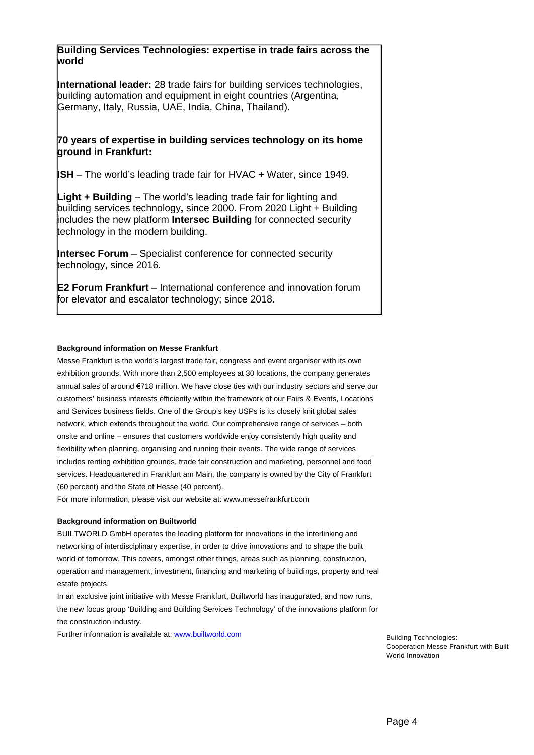**Building Services Technologies: expertise in trade fairs across the world**

**International leader:** 28 trade fairs for building services technologies, building automation and equipment in eight countries (Argentina, Germany, Italy, Russia, UAE, India, China, Thailand).

**70 years of expertise in building services technology on its home ground in Frankfurt:**

**ISH** – The world's leading trade fair for HVAC + Water, since 1949.

**Light + Building** – The world's leading trade fair for lighting and building services technology**,** since 2000. From 2020 Light + Building includes the new platform **Intersec Building** for connected security technology in the modern building.

**Intersec Forum** – Specialist conference for connected security technology, since 2016.

**E2 Forum Frankfurt** – International conference and innovation forum for elevator and escalator technology; since 2018.

**Background information on Messe Frankfurt**

Messe Frankfurt is the world's largest trade fair, congress and event organiser with its own exhibition grounds. With more than 2,500 employees at 30 locations, the company generates annual sales of around €718 million. We have close ties with our industry sectors and serve our customers' business interests efficiently within the framework of our Fairs & Events, Locations and Services business fields. One of the Group's key USPs is its closely knit global sales network, which extends throughout the world. Our comprehensive range of services – both onsite and online – ensures that customers worldwide enjoy consistently high quality and flexibility when planning, organising and running their events. The wide range of services includes renting exhibition grounds, trade fair construction and marketing, personnel and food services. Headquartered in Frankfurt am Main, the company is owned by the City of Frankfurt (60 percent) and the State of Hesse (40 percent).

For more information, please visit our website at: www.messefrankfurt.com

**Background information on Builtworld**

BUILTWORLD GmbH operates the leading platform for innovations in the interlinking and networking of interdisciplinary expertise, in order to drive innovations and to shape the built world of tomorrow. This covers, amongst other things, areas such as planning, construction, operation and management, investment, financing and marketing of buildings, property and real estate projects.

In an exclusive joint initiative with Messe Frankfurt, Builtworld has inaugurated, and now runs, the new focus group 'Building and Building Services Technology' of the innovations platform for the construction industry.

Further information is available at: www.builtworld.com